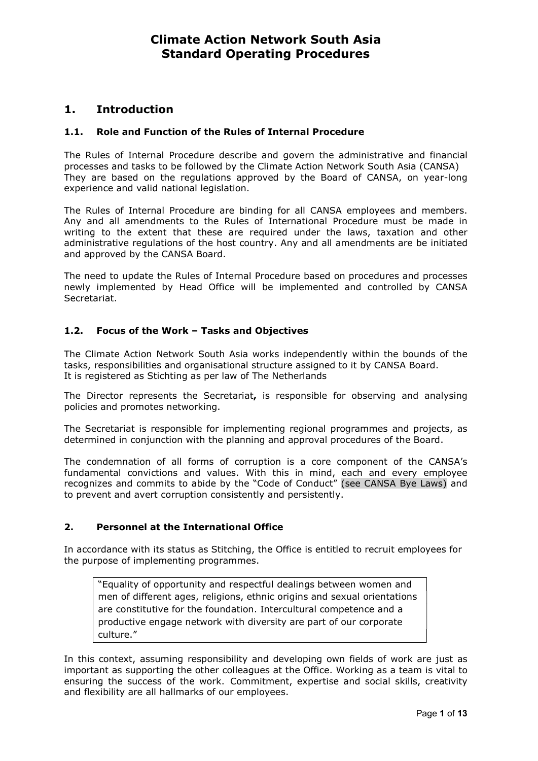# Climate Action Network South Asia
# Standard Operating Procedures

## 1. Introduction

### 1.1. Role and Function of the Rules of Internal Procedure

The Rules of Internal Procedure describe and govern the administrative and financial processes and tasks to be followed by the Climate Action Network South Asia (CANSA) They are based on the regulations approved by the Board of CANSA, on year-long experience and valid national legislation.

The Rules of Internal Procedure are binding for all CANSA employees and members. Any and all amendments to the Rules of International Procedure must be made in writing to the extent that these are required under the laws, taxation and other administrative regulations of the host country. Any and all amendments are be initiated and approved by the CANSA Board.

The need to update the Rules of Internal Procedure based on procedures and processes newly implemented by Head Office will be implemented and controlled by CANSA Secretariat.

### 1.2. Focus of the Work – Tasks and Objectives

The Climate Action Network South Asia works independently within the bounds of the tasks, responsibilities and organisational structure assigned to it by CANSA Board. It is registered as Stichting as per law of The Netherlands

The Director represents the Secretariat**,** is responsible for observing and analysing policies and promotes networking.

The Secretariat is responsible for implementing regional programmes and projects, as determined in conjunction with the planning and approval procedures of the Board.

The condemnation of all forms of corruption is a core component of the CANSA's fundamental convictions and values. With this in mind, each and every employee recognizes and commits to abide by the "Code of Conduct" (see CANSA Bye Laws) and to prevent and avert corruption consistently and persistently.

## 2. Personnel at the International Office

In accordance with its status as Stitching, the Office is entitled to recruit employees for the purpose of implementing programmes.

> "Equality of opportunity and respectful dealings between women and men of different ages, religions, ethnic origins and sexual orientations are constitutive for the foundation. Intercultural competence and a productive engage network with diversity are part of our corporate culture."

In this context, assuming responsibility and developing own fields of work are just as important as supporting the other colleagues at the Office. Working as a team is vital to ensuring the success of the work. Commitment, expertise and social skills, creativity and flexibility are all hallmarks of our employees.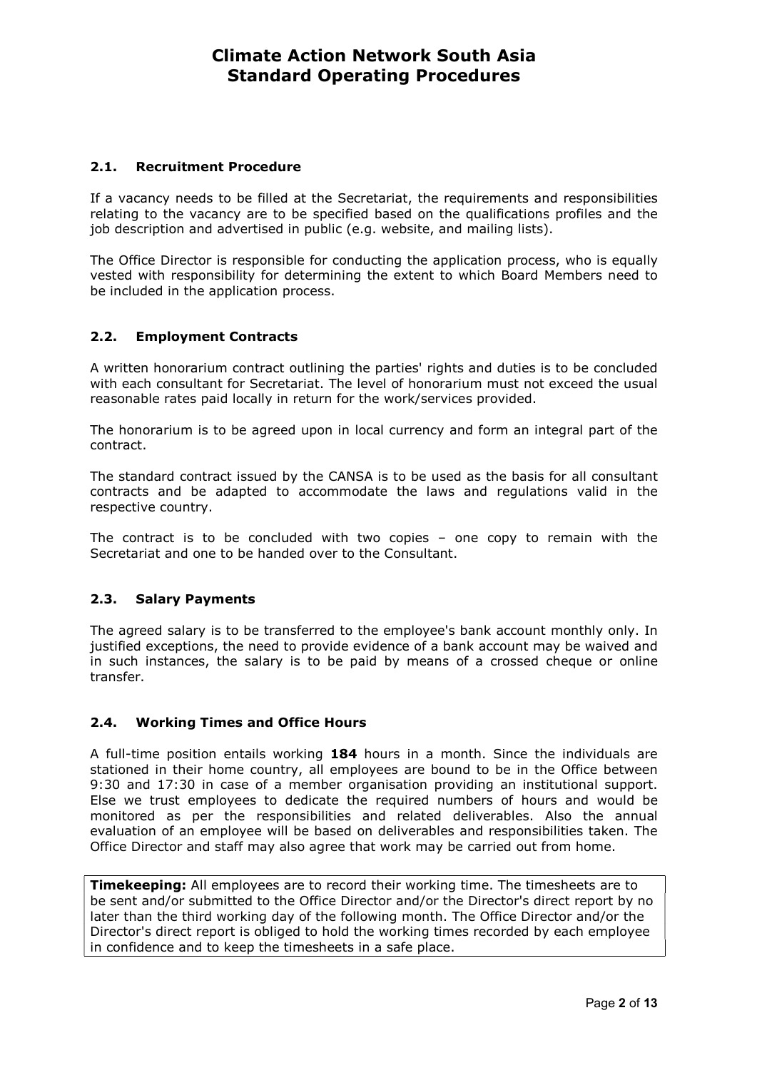### 2.1. Recruitment Procedure

If a vacancy needs to be filled at the Secretariat, the requirements and responsibilities relating to the vacancy are to be specified based on the qualifications profiles and the job description and advertised in public (e.g. website, and mailing lists).

The Office Director is responsible for conducting the application process, who is equally vested with responsibility for determining the extent to which Board Members need to be included in the application process.

### 2.2. Employment Contracts

A written honorarium contract outlining the parties' rights and duties is to be concluded with each consultant for Secretariat. The level of honorarium must not exceed the usual reasonable rates paid locally in return for the work/services provided.

The honorarium is to be agreed upon in local currency and form an integral part of the contract.

The standard contract issued by the CANSA is to be used as the basis for all consultant contracts and be adapted to accommodate the laws and regulations valid in the respective country.

The contract is to be concluded with two copies – one copy to remain with the Secretariat and one to be handed over to the Consultant.

### 2.3. Salary Payments

The agreed salary is to be transferred to the employee's bank account monthly only. In justified exceptions, the need to provide evidence of a bank account may be waived and in such instances, the salary is to be paid by means of a crossed cheque or online transfer.

### 2.4. Working Times and Office Hours

A full-time position entails working **184** hours in a month. Since the individuals are stationed in their home country, all employees are bound to be in the Office between 9:30 and 17:30 in case of a member organisation providing an institutional support. Else we trust employees to dedicate the required numbers of hours and would be monitored as per the responsibilities and related deliverables. Also the annual evaluation of an employee will be based on deliverables and responsibilities taken. The Office Director and staff may also agree that work may be carried out from home.

**Timekeeping:** All employees are to record their working time. The timesheets are to be sent and/or submitted to the Office Director and/or the Director's direct report by no later than the third working day of the following month. The Office Director and/or the Director's direct report is obliged to hold the working times recorded by each employee in confidence and to keep the timesheets in a safe place.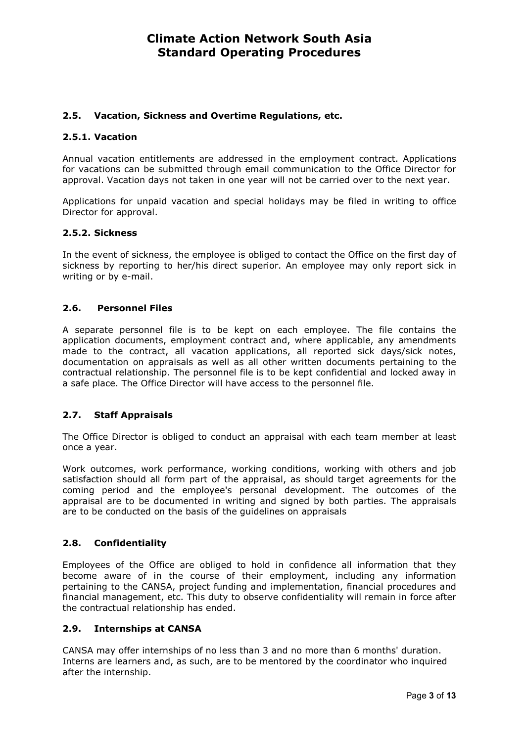### 2.5. Vacation, Sickness and Overtime Regulations, etc.

#### 2.5.1. Vacation

Annual vacation entitlements are addressed in the employment contract. Applications for vacations can be submitted through email communication to the Office Director for approval. Vacation days not taken in one year will not be carried over to the next year.

Applications for unpaid vacation and special holidays may be filed in writing to office Director for approval.

#### 2.5.2. Sickness

In the event of sickness, the employee is obliged to contact the Office on the first day of sickness by reporting to her/his direct superior. An employee may only report sick in writing or by e-mail.

### 2.6. Personnel Files

A separate personnel file is to be kept on each employee. The file contains the application documents, employment contract and, where applicable, any amendments made to the contract, all vacation applications, all reported sick days/sick notes, documentation on appraisals as well as all other written documents pertaining to the contractual relationship. The personnel file is to be kept confidential and locked away in a safe place. The Office Director will have access to the personnel file.

### 2.7. Staff Appraisals

The Office Director is obliged to conduct an appraisal with each team member at least once a year.

Work outcomes, work performance, working conditions, working with others and job satisfaction should all form part of the appraisal, as should target agreements for the coming period and the employee's personal development. The outcomes of the appraisal are to be documented in writing and signed by both parties. The appraisals are to be conducted on the basis of the guidelines on appraisals

### 2.8. Confidentiality

Employees of the Office are obliged to hold in confidence all information that they become aware of in the course of their employment, including any information pertaining to the CANSA, project funding and implementation, financial procedures and financial management, etc. This duty to observe confidentiality will remain in force after the contractual relationship has ended.

### 2.9. Internships at CANSA

CANSA may offer internships of no less than 3 and no more than 6 months' duration. Interns are learners and, as such, are to be mentored by the coordinator who inquired after the internship.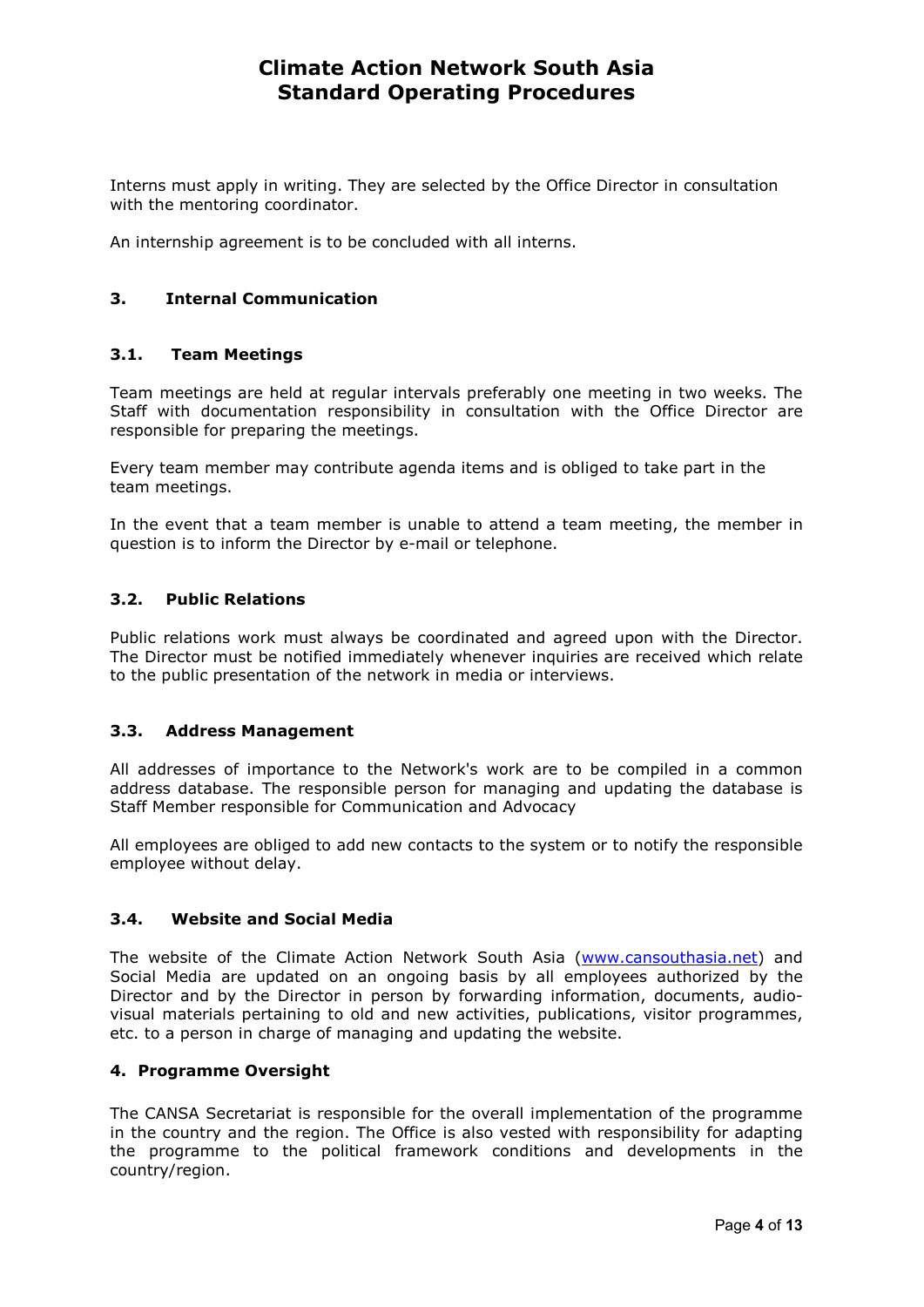Interns must apply in writing. They are selected by the Office Director in consultation with the mentoring coordinator.

An internship agreement is to be concluded with all interns.

## 3. Internal Communication

### 3.1. Team Meetings

Team meetings are held at regular intervals preferably one meeting in two weeks. The Staff with documentation responsibility in consultation with the Office Director are responsible for preparing the meetings.

Every team member may contribute agenda items and is obliged to take part in the team meetings.

In the event that a team member is unable to attend a team meeting, the member in question is to inform the Director by e-mail or telephone.

### 3.2. Public Relations

Public relations work must always be coordinated and agreed upon with the Director. The Director must be notified immediately whenever inquiries are received which relate to the public presentation of the network in media or interviews.

### 3.3. Address Management

All addresses of importance to the Network's work are to be compiled in a common address database. The responsible person for managing and updating the database is Staff Member responsible for Communication and Advocacy

All employees are obliged to add new contacts to the system or to notify the responsible employee without delay.

### 3.4. Website and Social Media

The website of the Climate Action Network South Asia ([www.cansouthasia.net](http://www.cansouthasia.net)) and Social Media are updated on an ongoing basis by all employees authorized by the Director and by the Director in person by forwarding information, documents, audio-visual materials pertaining to old and new activities, publications, visitor programmes, etc. to a person in charge of managing and updating the website.

## 4. Programme Oversight

The CANSA Secretariat is responsible for the overall implementation of the programme in the country and the region. The Office is also vested with responsibility for adapting the programme to the political framework conditions and developments in the country/region.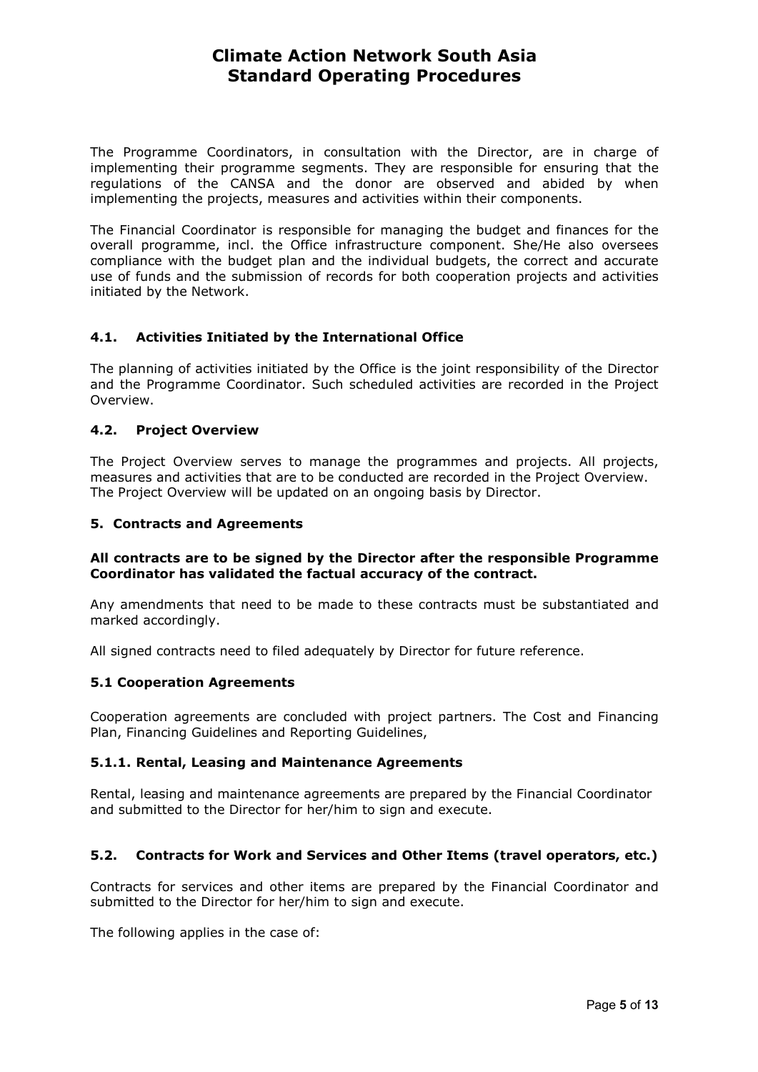The Programme Coordinators, in consultation with the Director, are in charge of implementing their programme segments. They are responsible for ensuring that the regulations of the CANSA and the donor are observed and abided by when implementing the projects, measures and activities within their components.

The Financial Coordinator is responsible for managing the budget and finances for the overall programme, incl. the Office infrastructure component. She/He also oversees compliance with the budget plan and the individual budgets, the correct and accurate use of funds and the submission of records for both cooperation projects and activities initiated by the Network.

### 4.1. Activities Initiated by the International Office

The planning of activities initiated by the Office is the joint responsibility of the Director and the Programme Coordinator. Such scheduled activities are recorded in the Project Overview.

### 4.2. Project Overview

The Project Overview serves to manage the programmes and projects. All projects, measures and activities that are to be conducted are recorded in the Project Overview. The Project Overview will be updated on an ongoing basis by Director.

## 5. Contracts and Agreements

**All contracts are to be signed by the Director after the responsible Programme Coordinator has validated the factual accuracy of the contract.**

Any amendments that need to be made to these contracts must be substantiated and marked accordingly.

All signed contracts need to filed adequately by Director for future reference.

### 5.1 Cooperation Agreements

Cooperation agreements are concluded with project partners. The Cost and Financing Plan, Financing Guidelines and Reporting Guidelines,

#### 5.1.1. Rental, Leasing and Maintenance Agreements

Rental, leasing and maintenance agreements are prepared by the Financial Coordinator and submitted to the Director for her/him to sign and execute.

### 5.2. Contracts for Work and Services and Other Items (travel operators, etc.)

Contracts for services and other items are prepared by the Financial Coordinator and submitted to the Director for her/him to sign and execute.

The following applies in the case of: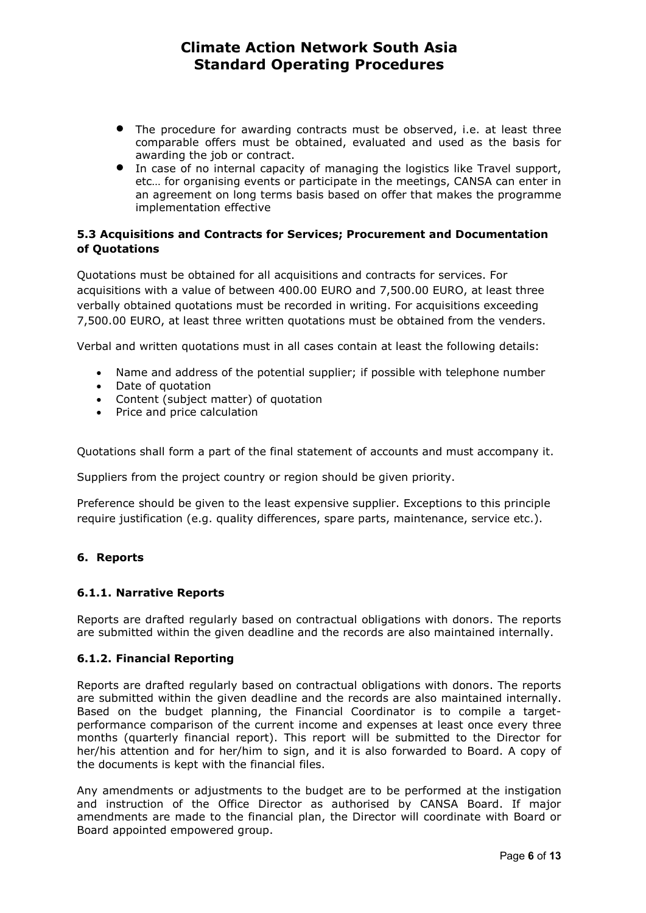- The procedure for awarding contracts must be observed, i.e. at least three comparable offers must be obtained, evaluated and used as the basis for awarding the job or contract.
- In case of no internal capacity of managing the logistics like Travel support, etc… for organising events or participate in the meetings, CANSA can enter in an agreement on long terms basis based on offer that makes the programme implementation effective

### 5.3 Acquisitions and Contracts for Services; Procurement and Documentation of Quotations

Quotations must be obtained for all acquisitions and contracts for services. For acquisitions with a value of between 400.00 EURO and 7,500.00 EURO, at least three verbally obtained quotations must be recorded in writing. For acquisitions exceeding 7,500.00 EURO, at least three written quotations must be obtained from the venders.

Verbal and written quotations must in all cases contain at least the following details:

- Name and address of the potential supplier; if possible with telephone number
- Date of quotation
- Content (subject matter) of quotation
- Price and price calculation

Quotations shall form a part of the final statement of accounts and must accompany it.

Suppliers from the project country or region should be given priority.

Preference should be given to the least expensive supplier. Exceptions to this principle require justification (e.g. quality differences, spare parts, maintenance, service etc.).

## 6. Reports

### 6.1.1. Narrative Reports

Reports are drafted regularly based on contractual obligations with donors. The reports are submitted within the given deadline and the records are also maintained internally.

### 6.1.2. Financial Reporting

Reports are drafted regularly based on contractual obligations with donors. The reports are submitted within the given deadline and the records are also maintained internally. Based on the budget planning, the Financial Coordinator is to compile a target-performance comparison of the current income and expenses at least once every three months (quarterly financial report). This report will be submitted to the Director for her/his attention and for her/him to sign, and it is also forwarded to Board. A copy of the documents is kept with the financial files.

Any amendments or adjustments to the budget are to be performed at the instigation and instruction of the Office Director as authorised by CANSA Board. If major amendments are made to the financial plan, the Director will coordinate with Board or Board appointed empowered group.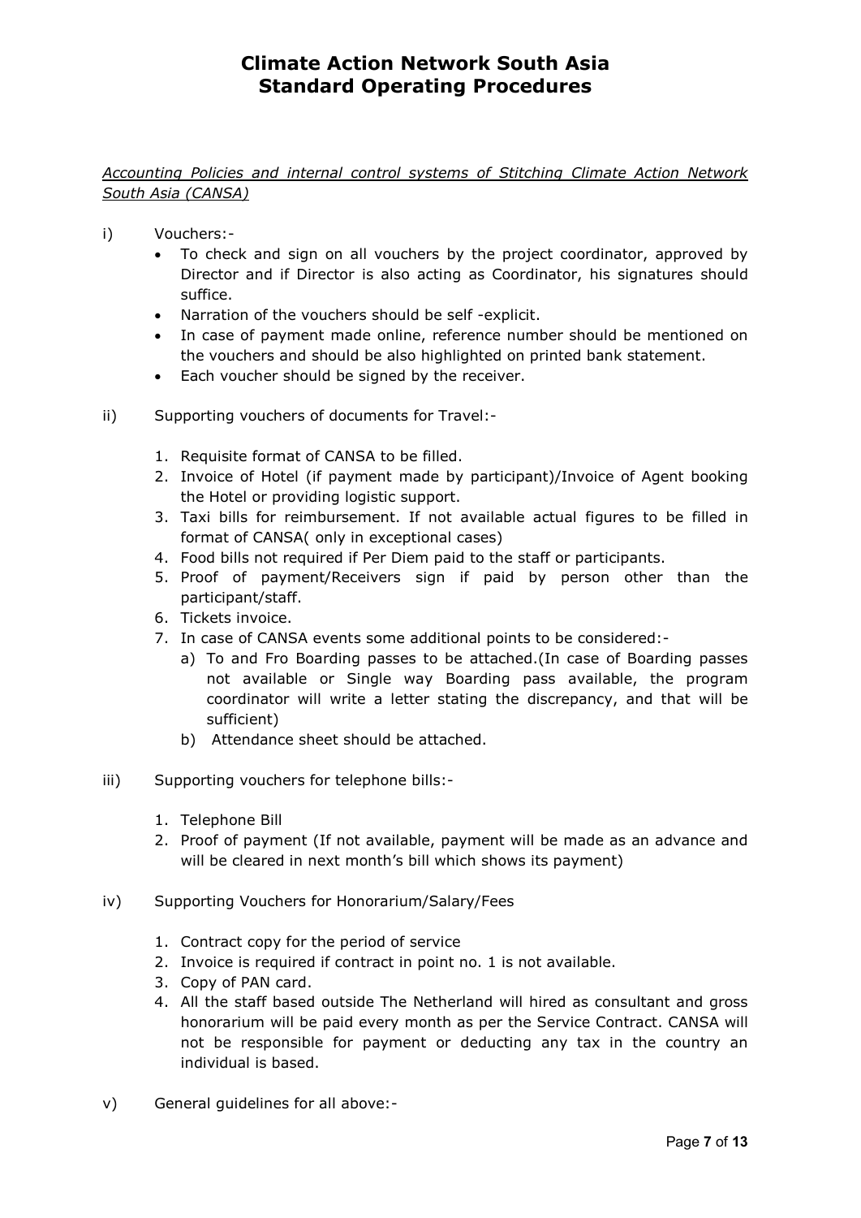# Climate Action Network South Asia
# Standard Operating Procedures

*Accounting Policies and internal control systems of Stitching Climate Action Network South Asia (CANSA)*

i) Vouchers:-

- To check and sign on all vouchers by the project coordinator, approved by Director and if Director is also acting as Coordinator, his signatures should suffice.
- Narration of the vouchers should be self -explicit.
- In case of payment made online, reference number should be mentioned on the vouchers and should be also highlighted on printed bank statement.
- Each voucher should be signed by the receiver.

ii) Supporting vouchers of documents for Travel:-

1. Requisite format of CANSA to be filled.
2. Invoice of Hotel (if payment made by participant)/Invoice of Agent booking the Hotel or providing logistic support.
3. Taxi bills for reimbursement. If not available actual figures to be filled in format of CANSA( only in exceptional cases)
4. Food bills not required if Per Diem paid to the staff or participants.
5. Proof of payment/Receivers sign if paid by person other than the participant/staff.
6. Tickets invoice.
7. In case of CANSA events some additional points to be considered:-
   a) To and Fro Boarding passes to be attached.(In case of Boarding passes not available or Single way Boarding pass available, the program coordinator will write a letter stating the discrepancy, and that will be sufficient)
   b) Attendance sheet should be attached.

iii) Supporting vouchers for telephone bills:-

1. Telephone Bill
2. Proof of payment (If not available, payment will be made as an advance and will be cleared in next month's bill which shows its payment)

iv) Supporting Vouchers for Honorarium/Salary/Fees

1. Contract copy for the period of service
2. Invoice is required if contract in point no. 1 is not available.
3. Copy of PAN card.
4. All the staff based outside The Netherland will hired as consultant and gross honorarium will be paid every month as per the Service Contract. CANSA will not be responsible for payment or deducting any tax in the country an individual is based.

v) General guidelines for all above:-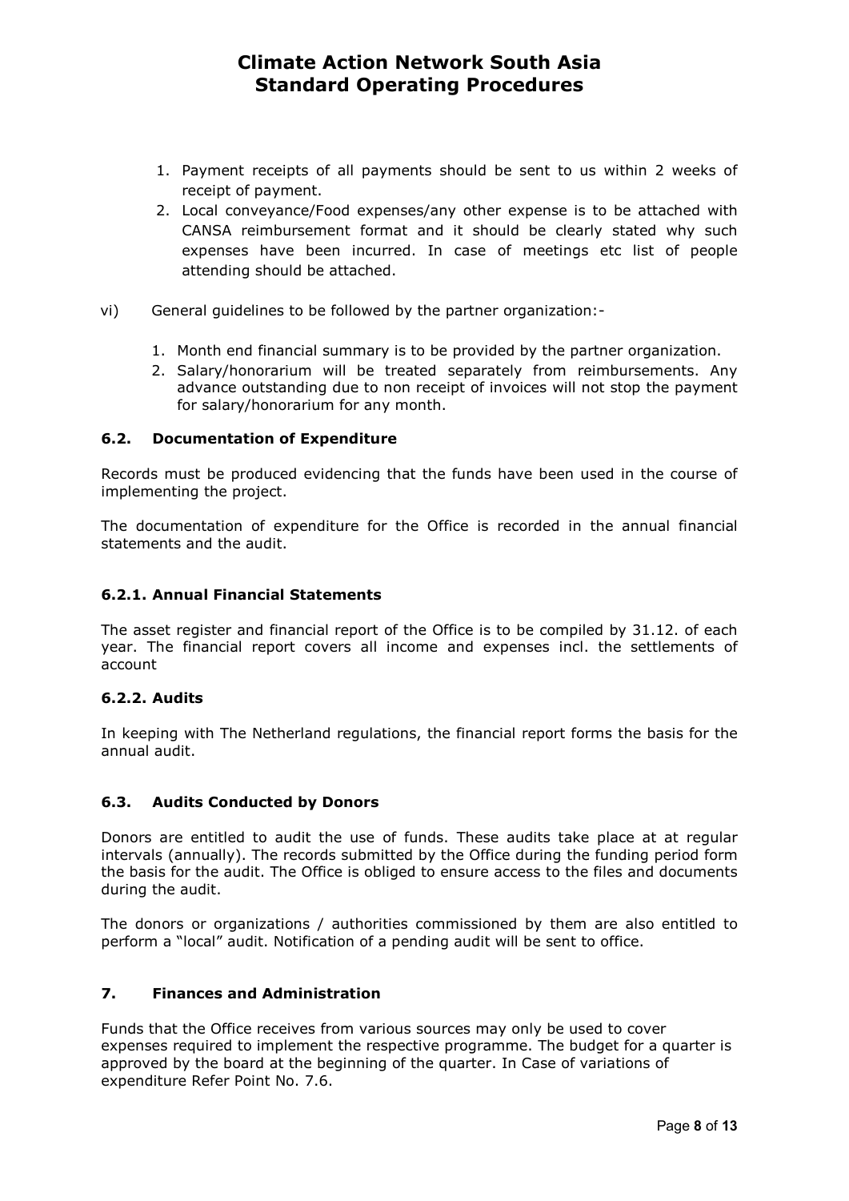1. Payment receipts of all payments should be sent to us within 2 weeks of receipt of payment.
2. Local conveyance/Food expenses/any other expense is to be attached with CANSA reimbursement format and it should be clearly stated why such expenses have been incurred. In case of meetings etc list of people attending should be attached.

vi) General guidelines to be followed by the partner organization:-

1. Month end financial summary is to be provided by the partner organization.
2. Salary/honorarium will be treated separately from reimbursements. Any advance outstanding due to non receipt of invoices will not stop the payment for salary/honorarium for any month.

### 6.2. Documentation of Expenditure

Records must be produced evidencing that the funds have been used in the course of implementing the project.

The documentation of expenditure for the Office is recorded in the annual financial statements and the audit.

#### 6.2.1. Annual Financial Statements

The asset register and financial report of the Office is to be compiled by 31.12. of each year. The financial report covers all income and expenses incl. the settlements of account

#### 6.2.2. Audits

In keeping with The Netherland regulations, the financial report forms the basis for the annual audit.

### 6.3. Audits Conducted by Donors

Donors are entitled to audit the use of funds. These audits take place at at regular intervals (annually). The records submitted by the Office during the funding period form the basis for the audit. The Office is obliged to ensure access to the files and documents during the audit.

The donors or organizations / authorities commissioned by them are also entitled to perform a "local" audit. Notification of a pending audit will be sent to office.

## 7. Finances and Administration

Funds that the Office receives from various sources may only be used to cover expenses required to implement the respective programme. The budget for a quarter is approved by the board at the beginning of the quarter. In Case of variations of expenditure Refer Point No. 7.6.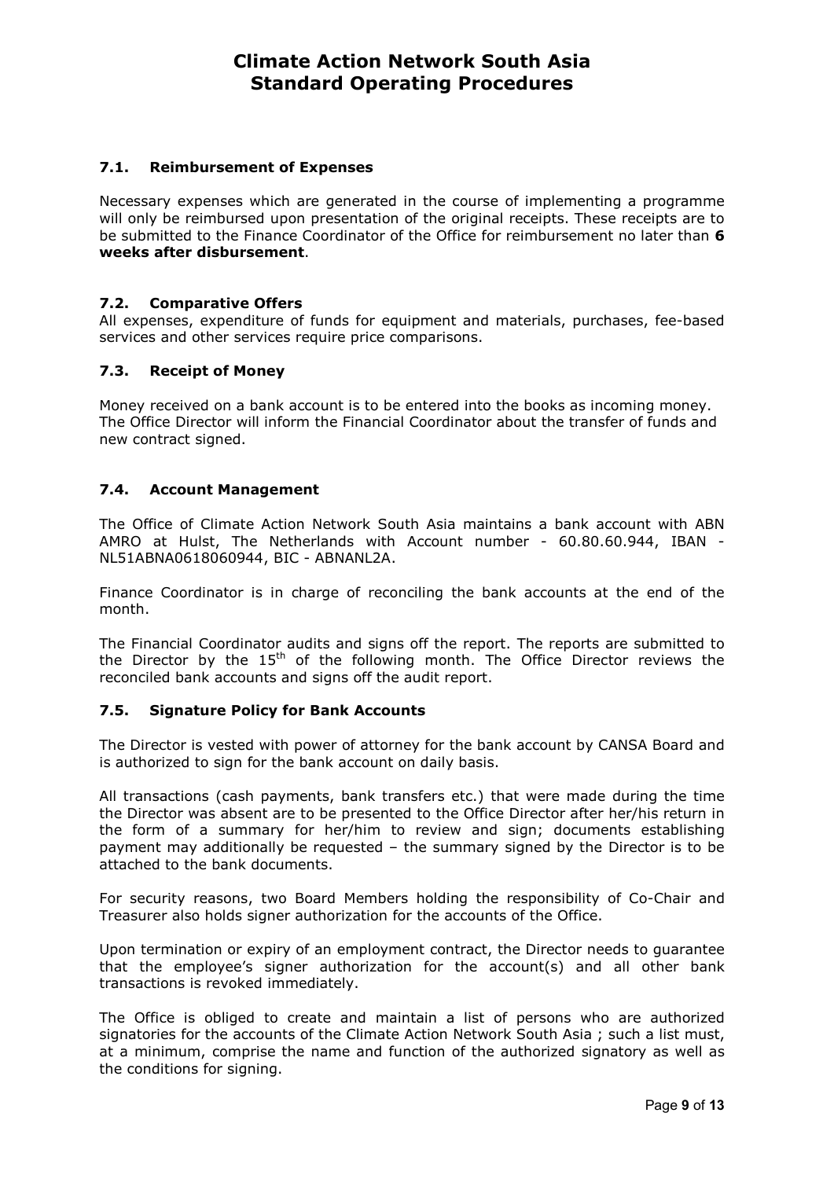### 7.1. Reimbursement of Expenses

Necessary expenses which are generated in the course of implementing a programme will only be reimbursed upon presentation of the original receipts. These receipts are to be submitted to the Finance Coordinator of the Office for reimbursement no later than **6 weeks after disbursement**.

### 7.2. Comparative Offers

All expenses, expenditure of funds for equipment and materials, purchases, fee-based services and other services require price comparisons.

### 7.3. Receipt of Money

Money received on a bank account is to be entered into the books as incoming money. The Office Director will inform the Financial Coordinator about the transfer of funds and new contract signed.

### 7.4. Account Management

The Office of Climate Action Network South Asia maintains a bank account with ABN AMRO at Hulst, The Netherlands with Account number - 60.80.60.944, IBAN - NL51ABNA0618060944, BIC - ABNANL2A.

Finance Coordinator is in charge of reconciling the bank accounts at the end of the month.

The Financial Coordinator audits and signs off the report. The reports are submitted to the Director by the 15th of the following month. The Office Director reviews the reconciled bank accounts and signs off the audit report.

### 7.5. Signature Policy for Bank Accounts

The Director is vested with power of attorney for the bank account by CANSA Board and is authorized to sign for the bank account on daily basis.

All transactions (cash payments, bank transfers etc.) that were made during the time the Director was absent are to be presented to the Office Director after her/his return in the form of a summary for her/him to review and sign; documents establishing payment may additionally be requested – the summary signed by the Director is to be attached to the bank documents.

For security reasons, two Board Members holding the responsibility of Co-Chair and Treasurer also holds signer authorization for the accounts of the Office.

Upon termination or expiry of an employment contract, the Director needs to guarantee that the employee's signer authorization for the account(s) and all other bank transactions is revoked immediately.

The Office is obliged to create and maintain a list of persons who are authorized signatories for the accounts of the Climate Action Network South Asia ; such a list must, at a minimum, comprise the name and function of the authorized signatory as well as the conditions for signing.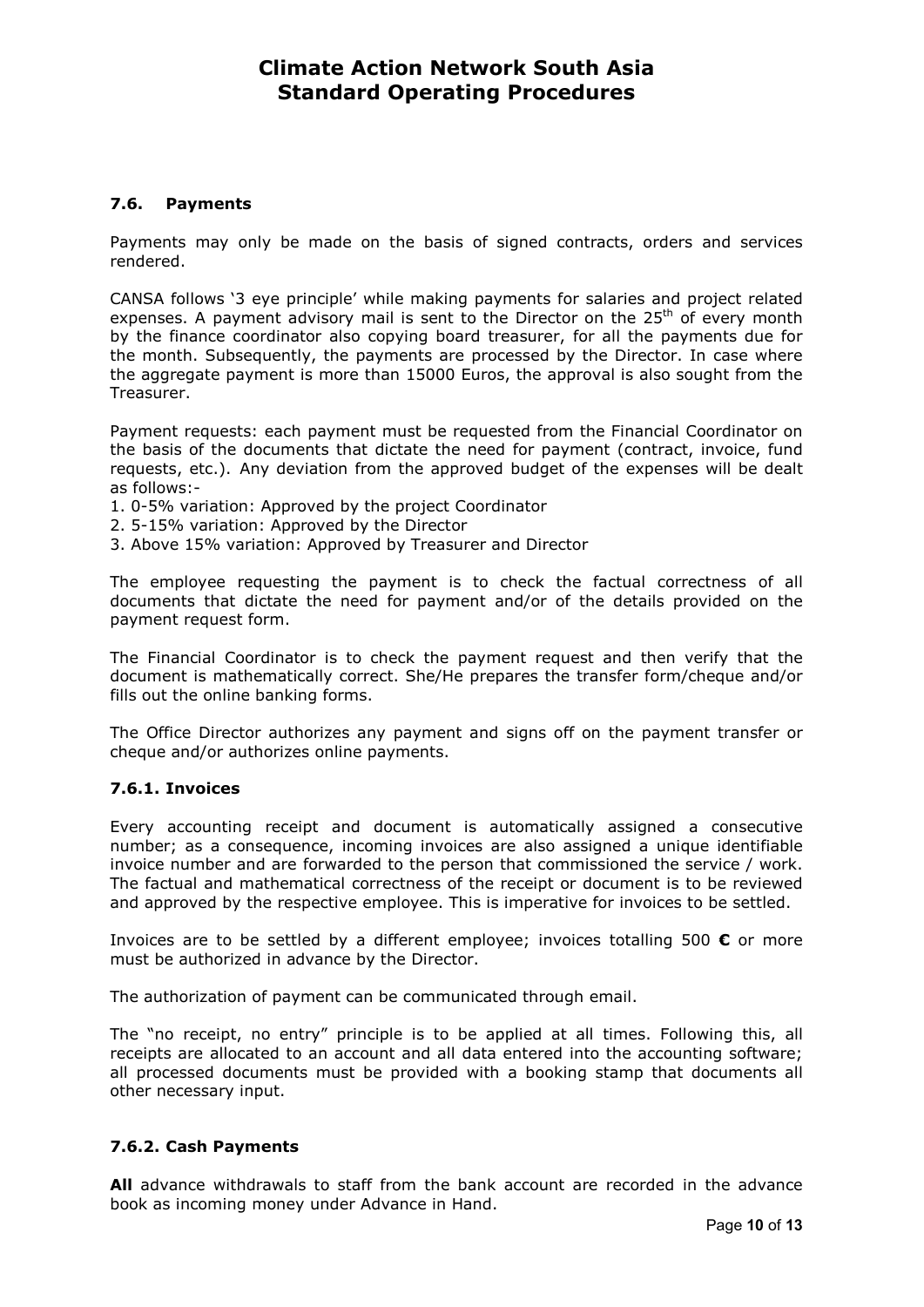### 7.6. Payments

Payments may only be made on the basis of signed contracts, orders and services rendered.

CANSA follows '3 eye principle' while making payments for salaries and project related expenses. A payment advisory mail is sent to the Director on the 25th of every month by the finance coordinator also copying board treasurer, for all the payments due for the month. Subsequently, the payments are processed by the Director. In case where the aggregate payment is more than 15000 Euros, the approval is also sought from the Treasurer.

Payment requests: each payment must be requested from the Financial Coordinator on the basis of the documents that dictate the need for payment (contract, invoice, fund requests, etc.). Any deviation from the approved budget of the expenses will be dealt as follows:-

1. 0-5% variation: Approved by the project Coordinator
2. 5-15% variation: Approved by the Director
3. Above 15% variation: Approved by Treasurer and Director

The employee requesting the payment is to check the factual correctness of all documents that dictate the need for payment and/or of the details provided on the payment request form.

The Financial Coordinator is to check the payment request and then verify that the document is mathematically correct. She/He prepares the transfer form/cheque and/or fills out the online banking forms.

The Office Director authorizes any payment and signs off on the payment transfer or cheque and/or authorizes online payments.

#### 7.6.1. Invoices

Every accounting receipt and document is automatically assigned a consecutive number; as a consequence, incoming invoices are also assigned a unique identifiable invoice number and are forwarded to the person that commissioned the service / work. The factual and mathematical correctness of the receipt or document is to be reviewed and approved by the respective employee. This is imperative for invoices to be settled.

Invoices are to be settled by a different employee; invoices totalling 500 **€** or more must be authorized in advance by the Director.

The authorization of payment can be communicated through email.

The "no receipt, no entry" principle is to be applied at all times. Following this, all receipts are allocated to an account and all data entered into the accounting software; all processed documents must be provided with a booking stamp that documents all other necessary input.

#### 7.6.2. Cash Payments

**All** advance withdrawals to staff from the bank account are recorded in the advance book as incoming money under Advance in Hand.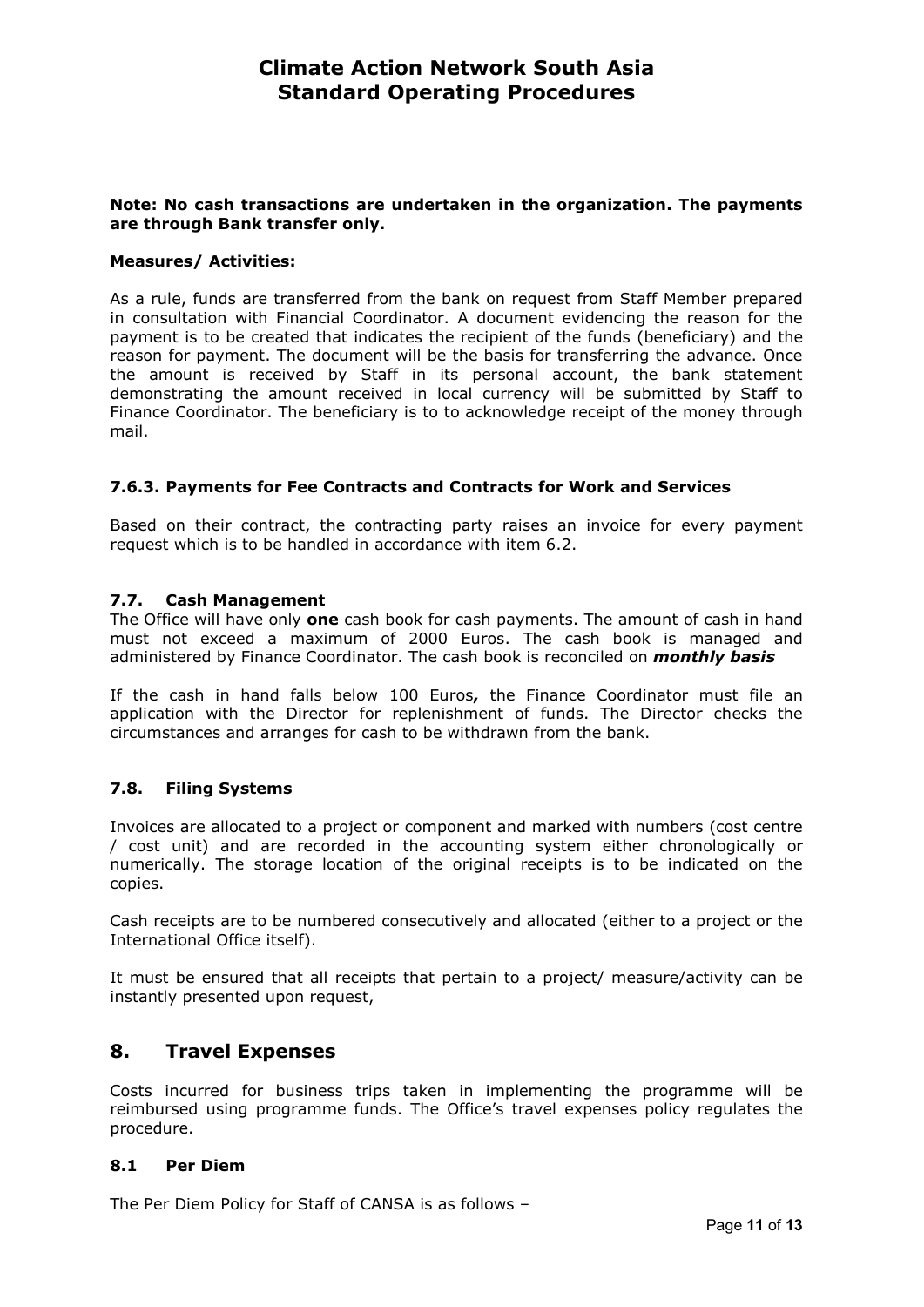**Note: No cash transactions are undertaken in the organization. The payments are through Bank transfer only.**

**Measures/ Activities:**

As a rule, funds are transferred from the bank on request from Staff Member prepared in consultation with Financial Coordinator. A document evidencing the reason for the payment is to be created that indicates the recipient of the funds (beneficiary) and the reason for payment. The document will be the basis for transferring the advance. Once the amount is received by Staff in its personal account, the bank statement demonstrating the amount received in local currency will be submitted by Staff to Finance Coordinator. The beneficiary is to to acknowledge receipt of the money through mail.

#### 7.6.3. Payments for Fee Contracts and Contracts for Work and Services

Based on their contract, the contracting party raises an invoice for every payment request which is to be handled in accordance with item 6.2.

### 7.7. Cash Management

The Office will have only **one** cash book for cash payments. The amount of cash in hand must not exceed a maximum of 2000 Euros. The cash book is managed and administered by Finance Coordinator. The cash book is reconciled on ***monthly basis***

If the cash in hand falls below 100 Euros**,** the Finance Coordinator must file an application with the Director for replenishment of funds. The Director checks the circumstances and arranges for cash to be withdrawn from the bank.

### 7.8. Filing Systems

Invoices are allocated to a project or component and marked with numbers (cost centre / cost unit) and are recorded in the accounting system either chronologically or numerically. The storage location of the original receipts is to be indicated on the copies.

Cash receipts are to be numbered consecutively and allocated (either to a project or the International Office itself).

It must be ensured that all receipts that pertain to a project/ measure/activity can be instantly presented upon request,

## 8. Travel Expenses

Costs incurred for business trips taken in implementing the programme will be reimbursed using programme funds. The Office's travel expenses policy regulates the procedure.

### 8.1 Per Diem

The Per Diem Policy for Staff of CANSA is as follows –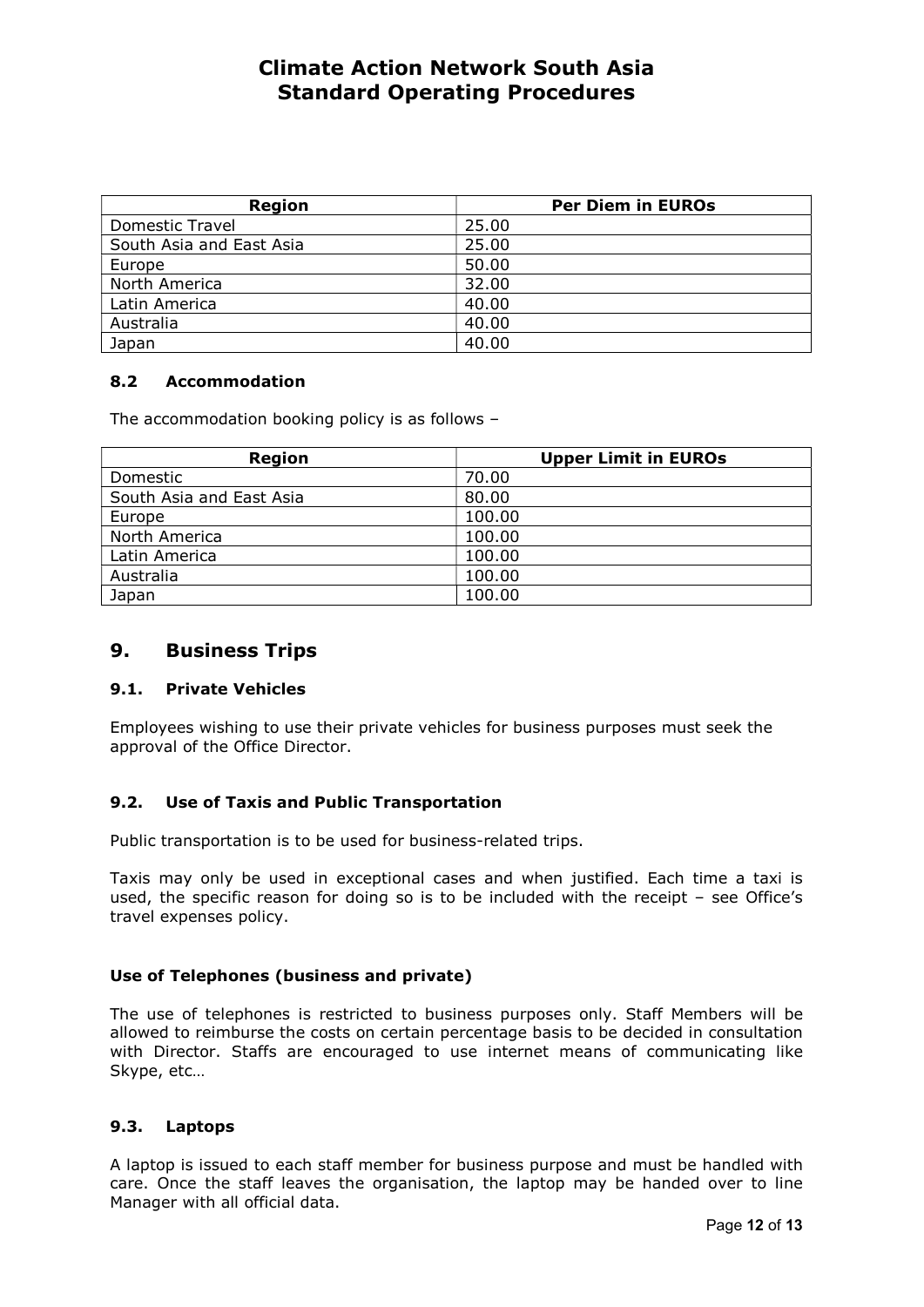| Region | Per Diem in EUROs |
| --- | --- |
| Domestic Travel | 25.00 |
| South Asia and East Asia | 25.00 |
| Europe | 50.00 |
| North America | 32.00 |
| Latin America | 40.00 |
| Australia | 40.00 |
| Japan | 40.00 |

### 8.2 Accommodation

The accommodation booking policy is as follows –

| Region | Upper Limit in EUROs |
| --- | --- |
| Domestic | 70.00 |
| South Asia and East Asia | 80.00 |
| Europe | 100.00 |
| North America | 100.00 |
| Latin America | 100.00 |
| Australia | 100.00 |
| Japan | 100.00 |

## 9. Business Trips

### 9.1. Private Vehicles

Employees wishing to use their private vehicles for business purposes must seek the approval of the Office Director.

### 9.2. Use of Taxis and Public Transportation

Public transportation is to be used for business-related trips.

Taxis may only be used in exceptional cases and when justified. Each time a taxi is used, the specific reason for doing so is to be included with the receipt – see Office's travel expenses policy.

**Use of Telephones (business and private)**

The use of telephones is restricted to business purposes only. Staff Members will be allowed to reimburse the costs on certain percentage basis to be decided in consultation with Director. Staffs are encouraged to use internet means of communicating like Skype, etc…

### 9.3. Laptops

A laptop is issued to each staff member for business purpose and must be handled with care. Once the staff leaves the organisation, the laptop may be handed over to line Manager with all official data.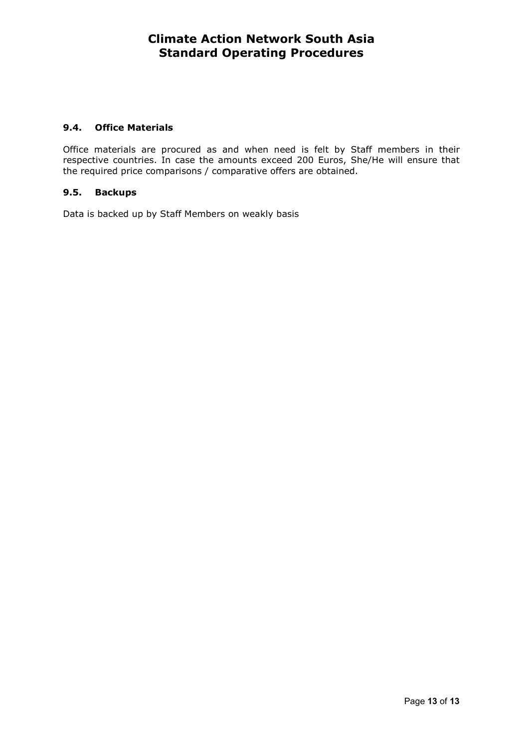### 9.4. Office Materials

Office materials are procured as and when need is felt by Staff members in their respective countries. In case the amounts exceed 200 Euros, She/He will ensure that the required price comparisons / comparative offers are obtained.

### 9.5. Backups

Data is backed up by Staff Members on weakly basis